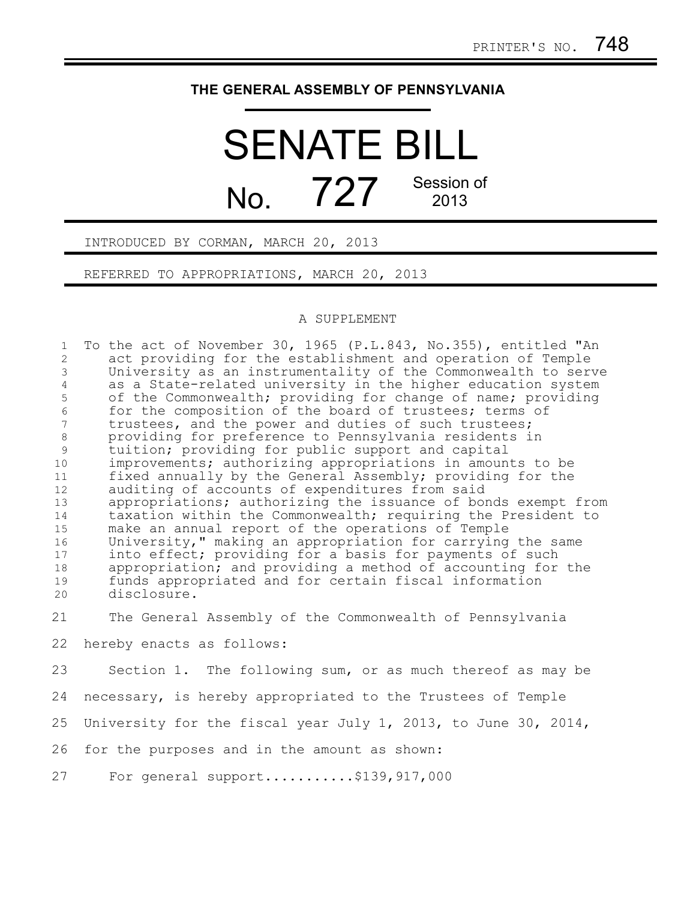PRINTER'S NO. 748

**THE GENERAL ASSEMBLY OF PENNSYLVANIA**

# SENATE BILL

# No. 727 Session of 2013

INTRODUCED BY CORMAN, MARCH 20, 2013

REFERRED TO APPROPRIATIONS, MARCH 20, 2013

A SUPPLEMENT

To the act of November 30, 1965 (P.L.843, No.355), entitled "An act providing for the establishment and operation of Temple University as an instrumentality of the Commonwealth to serve as a State-related university in the higher education system of the Commonwealth; providing for change of name; providing for the composition of the board of trustees; terms of trustees, and the power and duties of such trustees; providing for preference to Pennsylvania residents in tuition; providing for public support and capital improvements; authorizing appropriations in amounts to be fixed annually by the General Assembly; providing for the auditing of accounts of expenditures from said appropriations; authorizing the issuance of bonds exempt from taxation within the Commonwealth; requiring the President to make an annual report of the operations of Temple University," making an appropriation for carrying the same into effect; providing for a basis for payments of such appropriation; and providing a method of accounting for the funds appropriated and for certain fiscal information disclosure.

The General Assembly of the Commonwealth of Pennsylvania hereby enacts as follows:

Section 1. The following sum, or as much thereof as may be necessary, is hereby appropriated to the Trustees of Temple University for the fiscal year July 1, 2013, to June 30, 2014, for the purposes and in the amount as shown:

For general support...........$139,917,000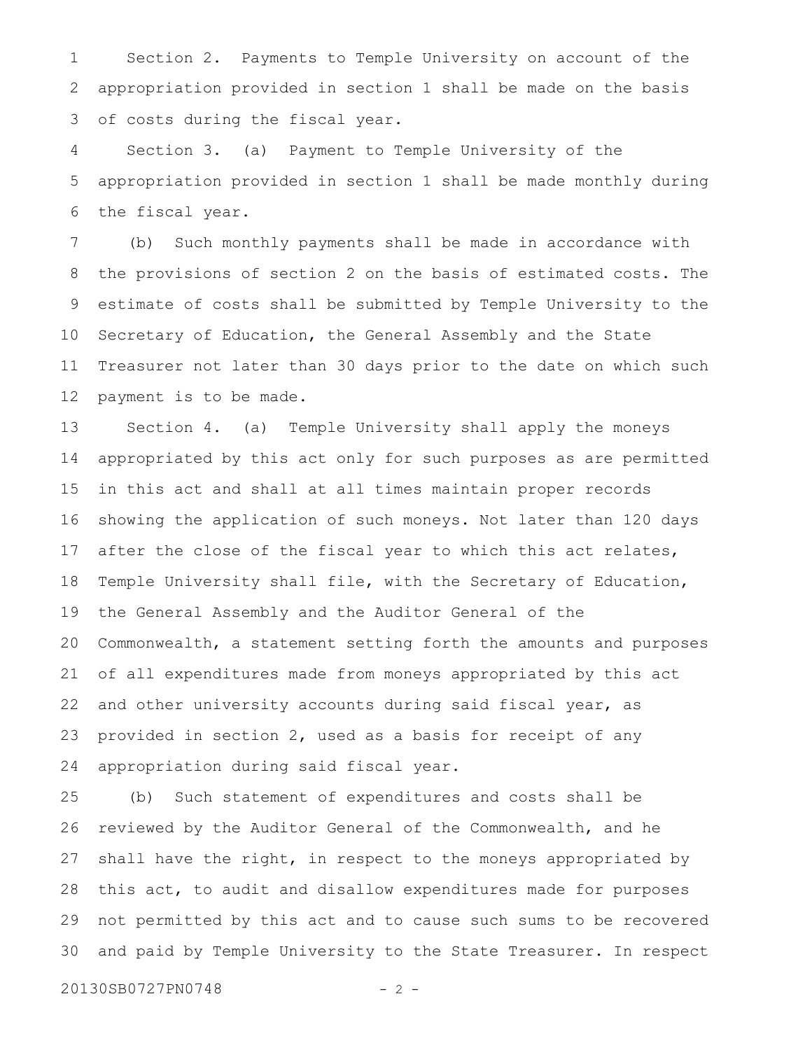Section 2. Payments to Temple University on account of the appropriation provided in section 1 shall be made on the basis of costs during the fiscal year.

Section 3. (a) Payment to Temple University of the appropriation provided in section 1 shall be made monthly during the fiscal year.

(b) Such monthly payments shall be made in accordance with the provisions of section 2 on the basis of estimated costs. The estimate of costs shall be submitted by Temple University to the Secretary of Education, the General Assembly and the State Treasurer not later than 30 days prior to the date on which such payment is to be made.

Section 4. (a) Temple University shall apply the moneys appropriated by this act only for such purposes as are permitted in this act and shall at all times maintain proper records showing the application of such moneys. Not later than 120 days after the close of the fiscal year to which this act relates, Temple University shall file, with the Secretary of Education, the General Assembly and the Auditor General of the Commonwealth, a statement setting forth the amounts and purposes of all expenditures made from moneys appropriated by this act and other university accounts during said fiscal year, as provided in section 2, used as a basis for receipt of any appropriation during said fiscal year.

(b) Such statement of expenditures and costs shall be reviewed by the Auditor General of the Commonwealth, and he shall have the right, in respect to the moneys appropriated by this act, to audit and disallow expenditures made for purposes not permitted by this act and to cause such sums to be recovered and paid by Temple University to the State Treasurer. In respect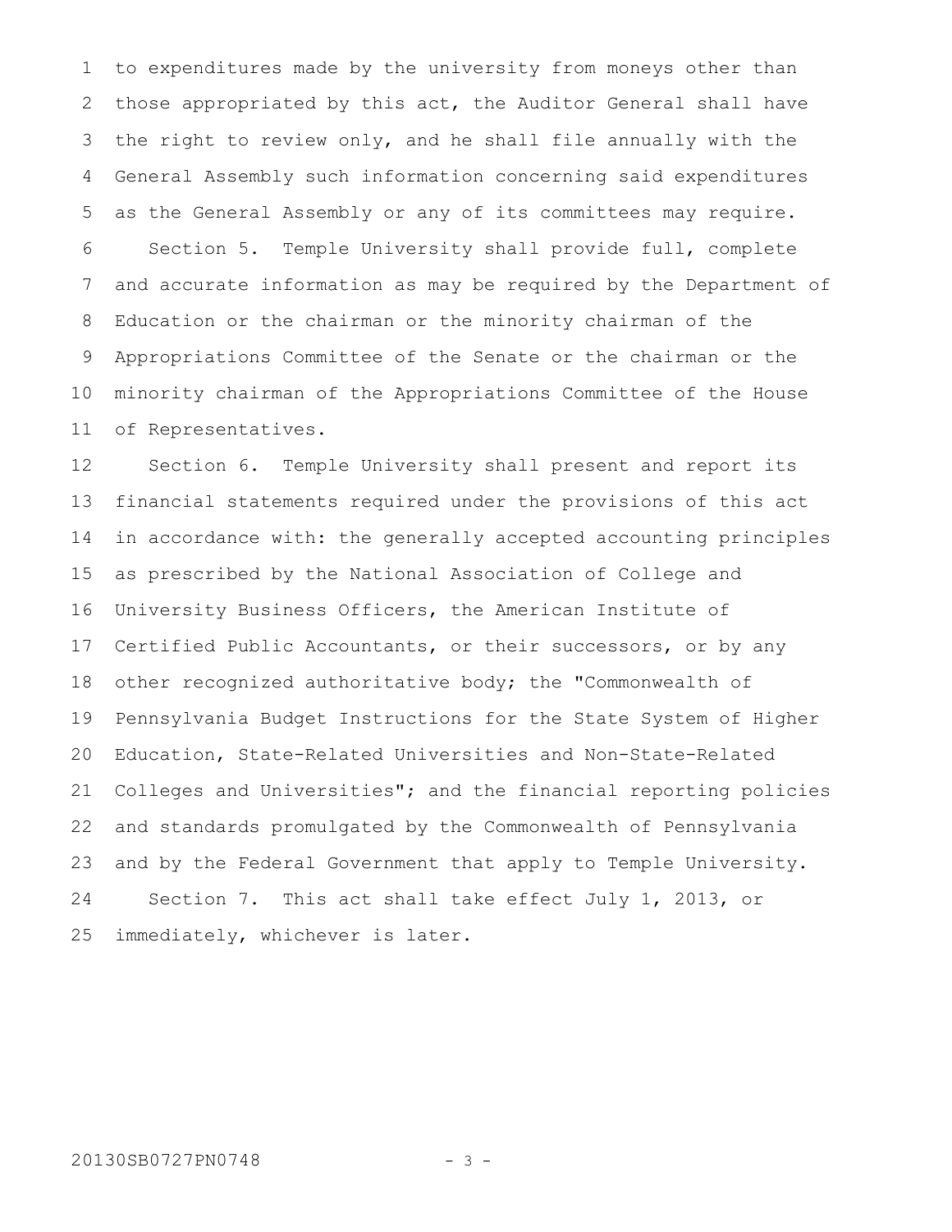to expenditures made by the university from moneys other than those appropriated by this act, the Auditor General shall have the right to review only, and he shall file annually with the General Assembly such information concerning said expenditures as the General Assembly or any of its committees may require.

Section 5. Temple University shall provide full, complete and accurate information as may be required by the Department of Education or the chairman or the minority chairman of the Appropriations Committee of the Senate or the chairman or the minority chairman of the Appropriations Committee of the House of Representatives.

Section 6. Temple University shall present and report its financial statements required under the provisions of this act in accordance with: the generally accepted accounting principles as prescribed by the National Association of College and University Business Officers, the American Institute of Certified Public Accountants, or their successors, or by any other recognized authoritative body; the "Commonwealth of Pennsylvania Budget Instructions for the State System of Higher Education, State-Related Universities and Non-State-Related Colleges and Universities"; and the financial reporting policies and standards promulgated by the Commonwealth of Pennsylvania and by the Federal Government that apply to Temple University.

Section 7. This act shall take effect July 1, 2013, or immediately, whichever is later.